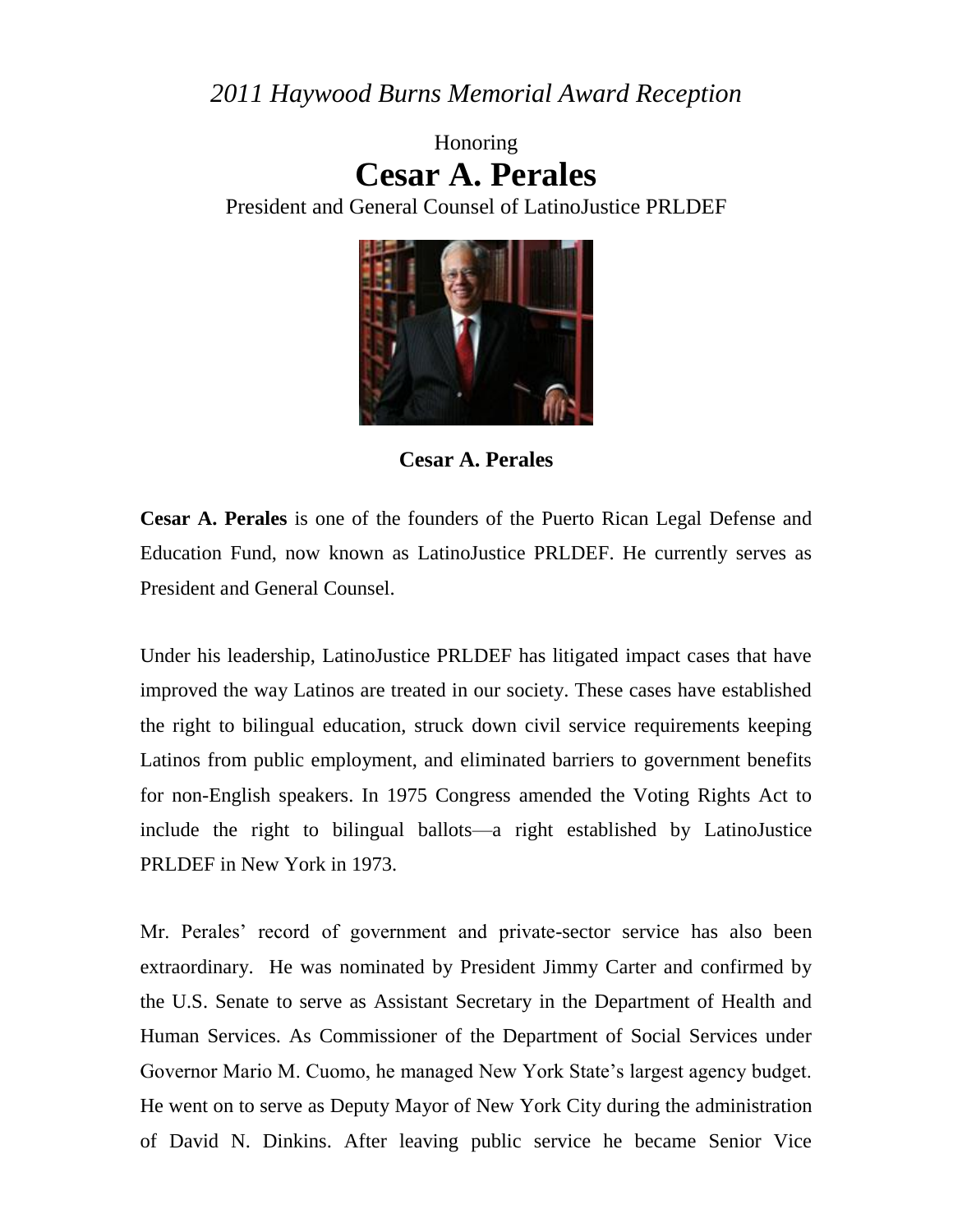*2011 Haywood Burns Memorial Award Reception*

Honoring

# Cesar A. Perales

President and General Counsel of LatinoJustice PRLDEF

**Cesar A. Perales**

**Cesar A. Perales** is one of the founders of the Puerto Rican Legal Defense and Education Fund, now known as LatinoJustice PRLDEF. He currently serves as President and General Counsel.

Under his leadership, LatinoJustice PRLDEF has litigated impact cases that have improved the way Latinos are treated in our society. These cases have established the right to bilingual education, struck down civil service requirements keeping Latinos from public employment, and eliminated barriers to government benefits for non-English speakers. In 1975 Congress amended the Voting Rights Act to include the right to bilingual ballots—a right established by LatinoJustice PRLDEF in New York in 1973.

Mr. Perales' record of government and private-sector service has also been extraordinary. He was nominated by President Jimmy Carter and confirmed by the U.S. Senate to serve as Assistant Secretary in the Department of Health and Human Services. As Commissioner of the Department of Social Services under Governor Mario M. Cuomo, he managed New York State's largest agency budget. He went on to serve as Deputy Mayor of New York City during the administration of David N. Dinkins. After leaving public service he became Senior Vice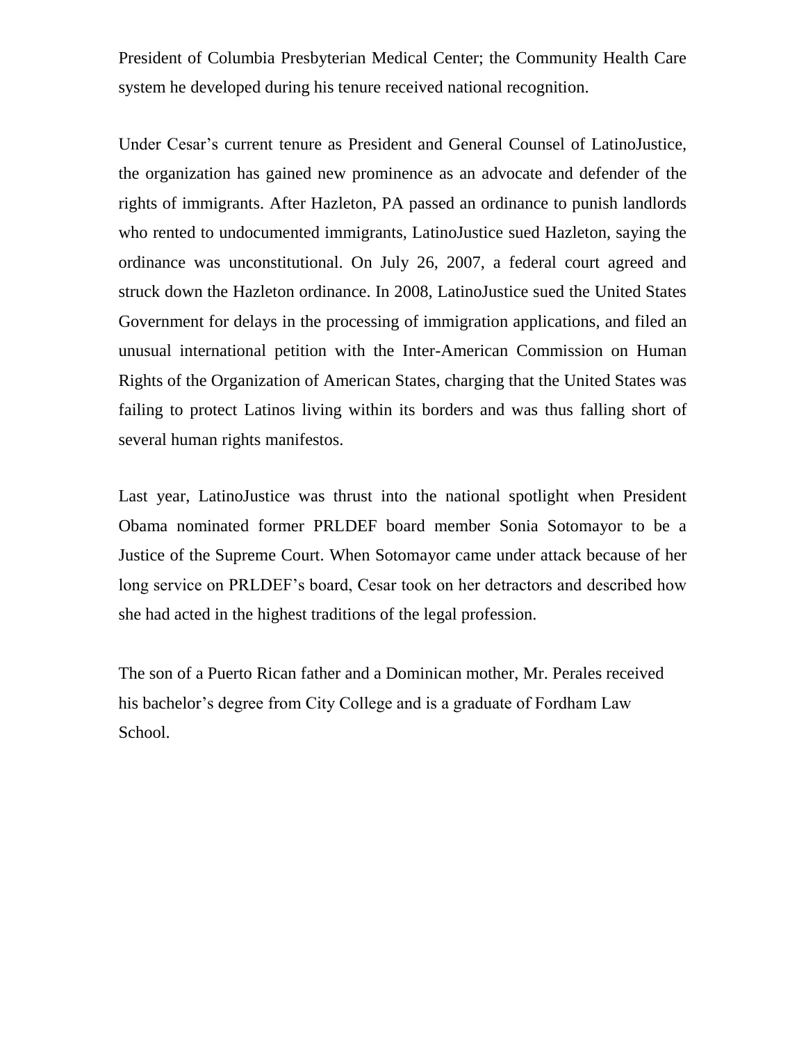President of Columbia Presbyterian Medical Center; the Community Health Care system he developed during his tenure received national recognition.

Under Cesar's current tenure as President and General Counsel of LatinoJustice, the organization has gained new prominence as an advocate and defender of the rights of immigrants. After Hazleton, PA passed an ordinance to punish landlords who rented to undocumented immigrants, LatinoJustice sued Hazleton, saying the ordinance was unconstitutional. On July 26, 2007, a federal court agreed and struck down the Hazleton ordinance. In 2008, LatinoJustice sued the United States Government for delays in the processing of immigration applications, and filed an unusual international petition with the Inter-American Commission on Human Rights of the Organization of American States, charging that the United States was failing to protect Latinos living within its borders and was thus falling short of several human rights manifestos.

Last year, LatinoJustice was thrust into the national spotlight when President Obama nominated former PRLDEF board member Sonia Sotomayor to be a Justice of the Supreme Court. When Sotomayor came under attack because of her long service on PRLDEF's board, Cesar took on her detractors and described how she had acted in the highest traditions of the legal profession.

The son of a Puerto Rican father and a Dominican mother, Mr. Perales received his bachelor's degree from City College and is a graduate of Fordham Law School.